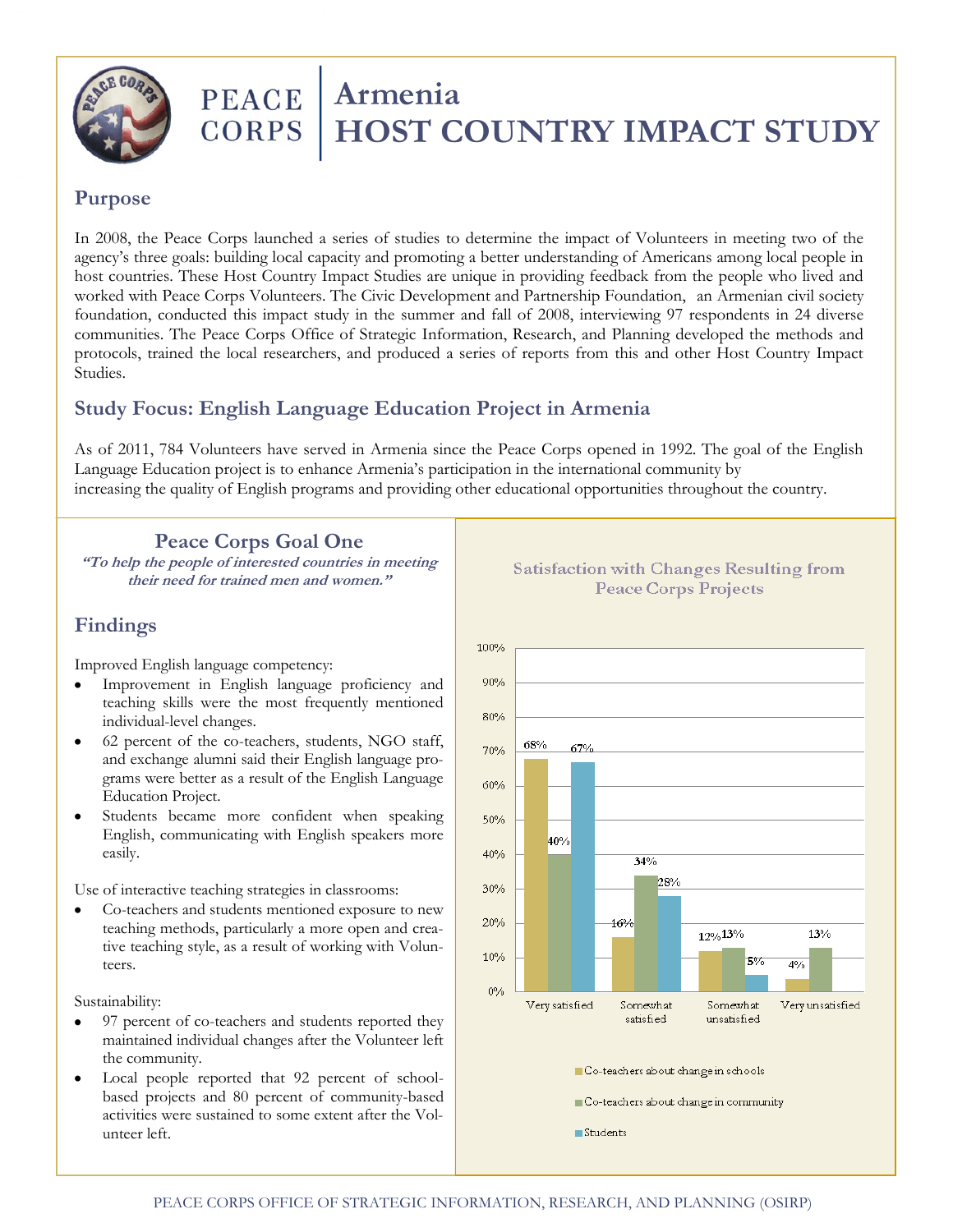# Armenia HOST COUNTRY IMPACT STUDY

## Purpose

In 2008, the Peace Corps launched a series of studies to determine the impact of Volunteers in meeting two of the agency's three goals: building local capacity and promoting a better understanding of Americans among local people in host countries. These Host Country Impact Studies are unique in providing feedback from the people who lived and worked with Peace Corps Volunteers. The Civic Development and Partnership Foundation, an Armenian civil society foundation, conducted this impact study in the summer and fall of 2008, interviewing 97 respondents in 24 diverse communities. The Peace Corps Office of Strategic Information, Research, and Planning developed the methods and protocols, trained the local researchers, and produced a series of reports from this and other Host Country Impact Studies.

## Study Focus: English Language Education Project in Armenia

As of 2011, 784 Volunteers have served in Armenia since the Peace Corps opened in 1992. The goal of the English Language Education project is to enhance Armenia's participation in the international community by increasing the quality of English programs and providing other educational opportunities throughout the country.

### Peace Corps Goal One

***"To help the people of interested countries in meeting their need for trained men and women."***

## Findings

Improved English language competency:

- Improvement in English language proficiency and teaching skills were the most frequently mentioned individual-level changes.
- 62 percent of the co-teachers, students, NGO staff, and exchange alumni said their English language programs were better as a result of the English Language Education Project.
- Students became more confident when speaking English, communicating with English speakers more easily.

Use of interactive teaching strategies in classrooms:

- Co-teachers and students mentioned exposure to new teaching methods, particularly a more open and creative teaching style, as a result of working with Volunteers.

Sustainability:

- 97 percent of co-teachers and students reported they maintained individual changes after the Volunteer left the community.
- Local people reported that 92 percent of school-based projects and 80 percent of community-based activities were sustained to some extent after the Volunteer left.

**Satisfaction with Changes Resulting from Peace Corps Projects**

| | Very satisfied | Somewhat satisfied | Somewhat unsatisfied | Very unsatisfied |
|---|---|---|---|---|
| Co-teachers about change in schools | 68% | 16% | 12% | 4% |
| Co-teachers about change in community | 40% | 34% | 13% | 13% |
| Students | 67% | 28% | 5% | |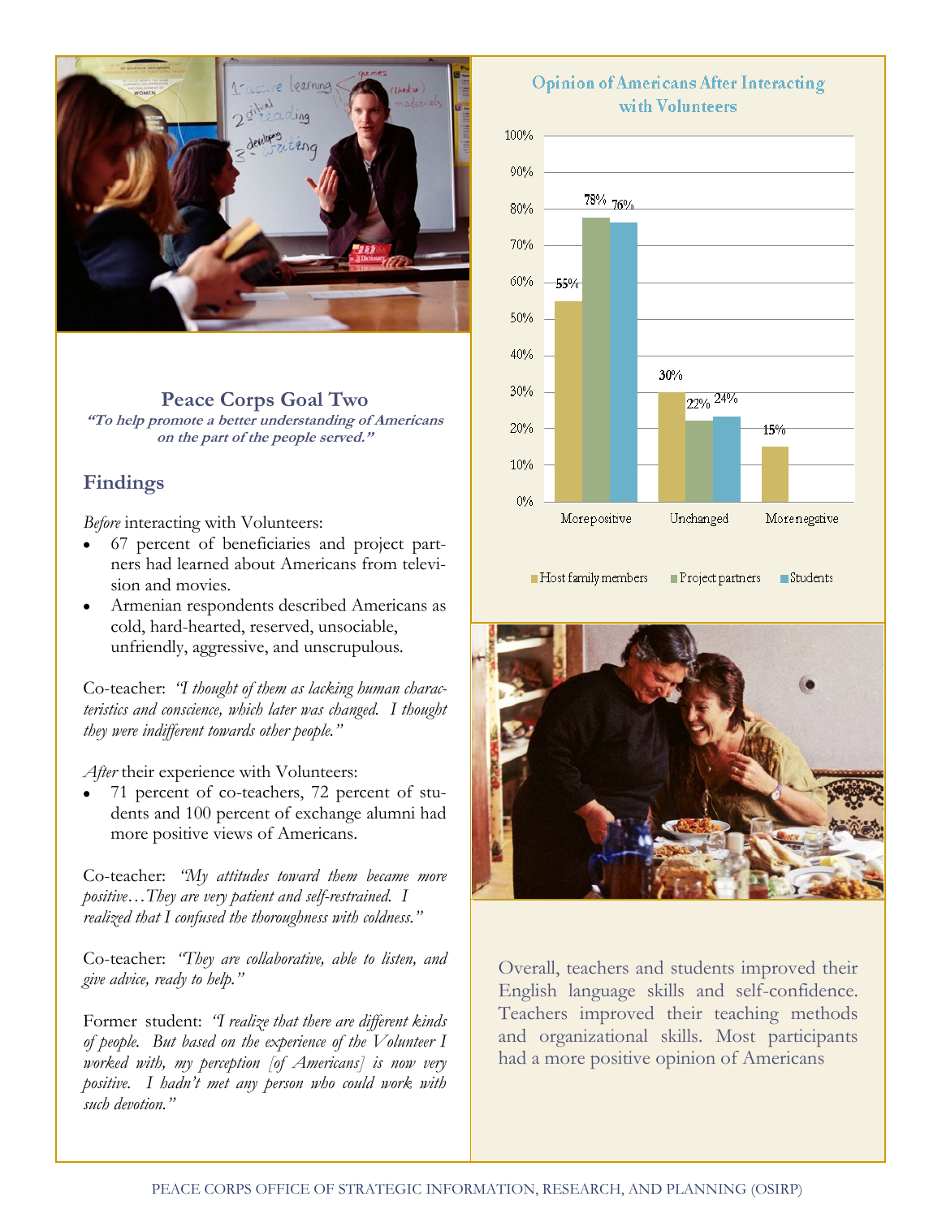## Peace Corps Goal Two

***"To help promote a better understanding of Americans on the part of the people served."***

### Findings

*Before* interacting with Volunteers:

- 67 percent of beneficiaries and project partners had learned about Americans from television and movies.
- Armenian respondents described Americans as cold, hard-hearted, reserved, unsociable, unfriendly, aggressive, and unscrupulous.

Co-teacher: *"I thought of them as lacking human characteristics and conscience, which later was changed. I thought they were indifferent towards other people."*

*After* their experience with Volunteers:

- 71 percent of co-teachers, 72 percent of students and 100 percent of exchange alumni had more positive views of Americans.

Co-teacher: *"My attitudes toward them became more positive…They are very patient and self-restrained. I realized that I confused the thoroughness with coldness."*

Co-teacher: *"They are collaborative, able to listen, and give advice, ready to help."*

Former student: *"I realize that there are different kinds of people. But based on the experience of the Volunteer I worked with, my perception [of Americans] is now very positive. I hadn't met any person who could work with such devotion."*

Opinion of Americans After Interacting with Volunteers

100%
90%
80%
70%
60%
50%
40%
30%
20%
10%
0%

55%
78%
76%
30%
22%
24%
15%

More positive
Unchanged
More negative

Host family members
Project partners
Students

Overall, teachers and students improved their English language skills and self-confidence. Teachers improved their teaching methods and organizational skills. Most participants had a more positive opinion of Americans

PEACE CORPS OFFICE OF STRATEGIC INFORMATION, RESEARCH, AND PLANNING (OSIRP)